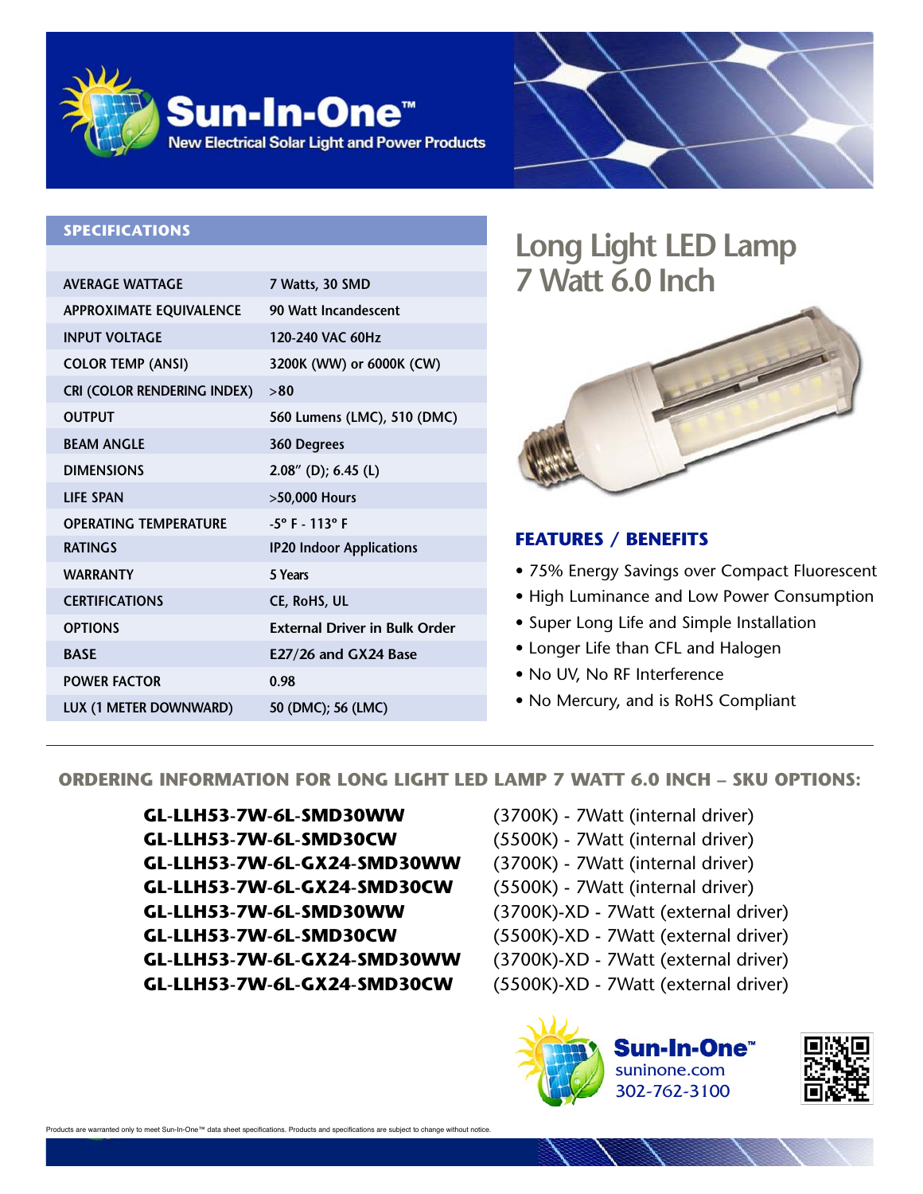# Sun-In-One™

New Electrical Solar Light and Power Products

## SPECIFICATIONS

| | |
|---|---|
| AVERAGE WATTAGE | 7 Watts, 30 SMD |
| APPROXIMATE EQUIVALENCE | 90 Watt Incandescent |
| INPUT VOLTAGE | 120-240 VAC 60Hz |
| COLOR TEMP (ANSI) | 3200K (WW) or 6000K (CW) |
| CRI (COLOR RENDERING INDEX) | >80 |
| OUTPUT | 560 Lumens (LMC), 510 (DMC) |
| BEAM ANGLE | 360 Degrees |
| DIMENSIONS | 2.08" (D); 6.45 (L) |
| LIFE SPAN | >50,000 Hours |
| OPERATING TEMPERATURE | -5° F - 113° F |
| RATINGS | IP20 Indoor Applications |
| WARRANTY | 5 Years |
| CERTIFICATIONS | CE, RoHS, UL |
| OPTIONS | External Driver in Bulk Order |
| BASE | E27/26 and GX24 Base |
| POWER FACTOR | 0.98 |
| LUX (1 METER DOWNWARD) | 50 (DMC); 56 (LMC) |

# Long Light LED Lamp 7 Watt 6.0 Inch

## FEATURES / BENEFITS

- 75% Energy Savings over Compact Fluorescent
- High Luminance and Low Power Consumption
- Super Long Life and Simple Installation
- Longer Life than CFL and Halogen
- No UV, No RF Interference
- No Mercury, and is RoHS Compliant

## ORDERING INFORMATION FOR LONG LIGHT LED LAMP 7 WATT 6.0 INCH – SKU OPTIONS:

| | |
|---|---|
| **GL-LLH53-7W-6L-SMD30WW** | (3700K) - 7Watt (internal driver) |
| **GL-LLH53-7W-6L-SMD30CW** | (5500K) - 7Watt (internal driver) |
| **GL-LLH53-7W-6L-GX24-SMD30WW** | (3700K) - 7Watt (internal driver) |
| **GL-LLH53-7W-6L-GX24-SMD30CW** | (5500K) - 7Watt (internal driver) |
| **GL-LLH53-7W-6L-SMD30WW** | (3700K)-XD - 7Watt (external driver) |
| **GL-LLH53-7W-6L-SMD30CW** | (5500K)-XD - 7Watt (external driver) |
| **GL-LLH53-7W-6L-GX24-SMD30WW** | (3700K)-XD - 7Watt (external driver) |
| **GL-LLH53-7W-6L-GX24-SMD30CW** | (5500K)-XD - 7Watt (external driver) |

**Sun-In-One™**
suninone.com
302-762-3100

Products are warranted only to meet Sun-In-One™ data sheet specifications. Products and specifications are subject to change without notice.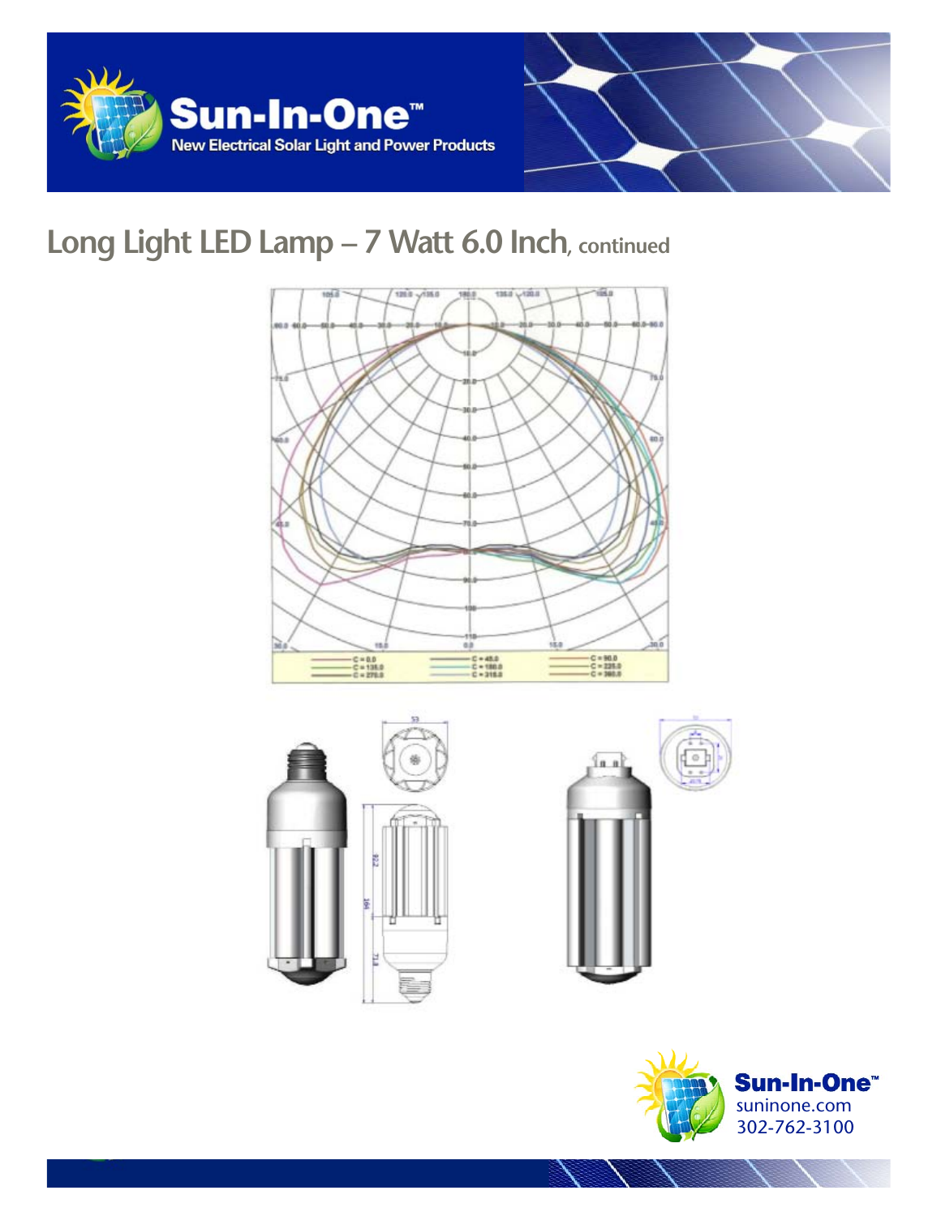# Long Light LED Lamp – 7 Watt 6.0 Inch, continued

C = 0.0
C = 135.0
C = 270.0
C = 45.0
C = 180.0
C = 315.0
C = 90.0
C = 225.0
C = 360.0

53

164

92.2

73.8

Sun-In-One™
suninone.com
302-762-3100